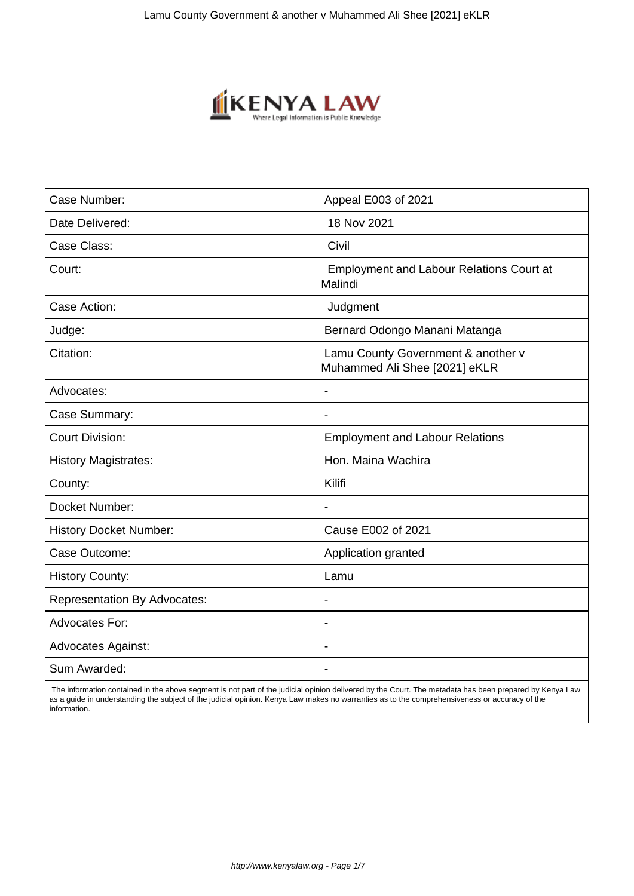| Case Number: | Appeal E003 of 2021 |
| --- | --- |
| Date Delivered: | 18 Nov 2021 |
| Case Class: | Civil |
| Court: | Employment and Labour Relations Court at Malindi |
| Case Action: | Judgment |
| Judge: | Bernard Odongo Manani Matanga |
| Citation: | Lamu County Government & another v Muhammed Ali Shee [2021] eKLR |
| Advocates: | - |
| Case Summary: | - |
| Court Division: | Employment and Labour Relations |
| History Magistrates: | Hon. Maina Wachira |
| County: | Kilifi |
| Docket Number: | - |
| History Docket Number: | Cause E002 of 2021 |
| Case Outcome: | Application granted |
| History County: | Lamu |
| Representation By Advocates: | - |
| Advocates For: | - |
| Advocates Against: | - |
| Sum Awarded: | - |

The information contained in the above segment is not part of the judicial opinion delivered by the Court. The metadata has been prepared by Kenya Law as a guide in understanding the subject of the judicial opinion. Kenya Law makes no warranties as to the comprehensiveness or accuracy of the information.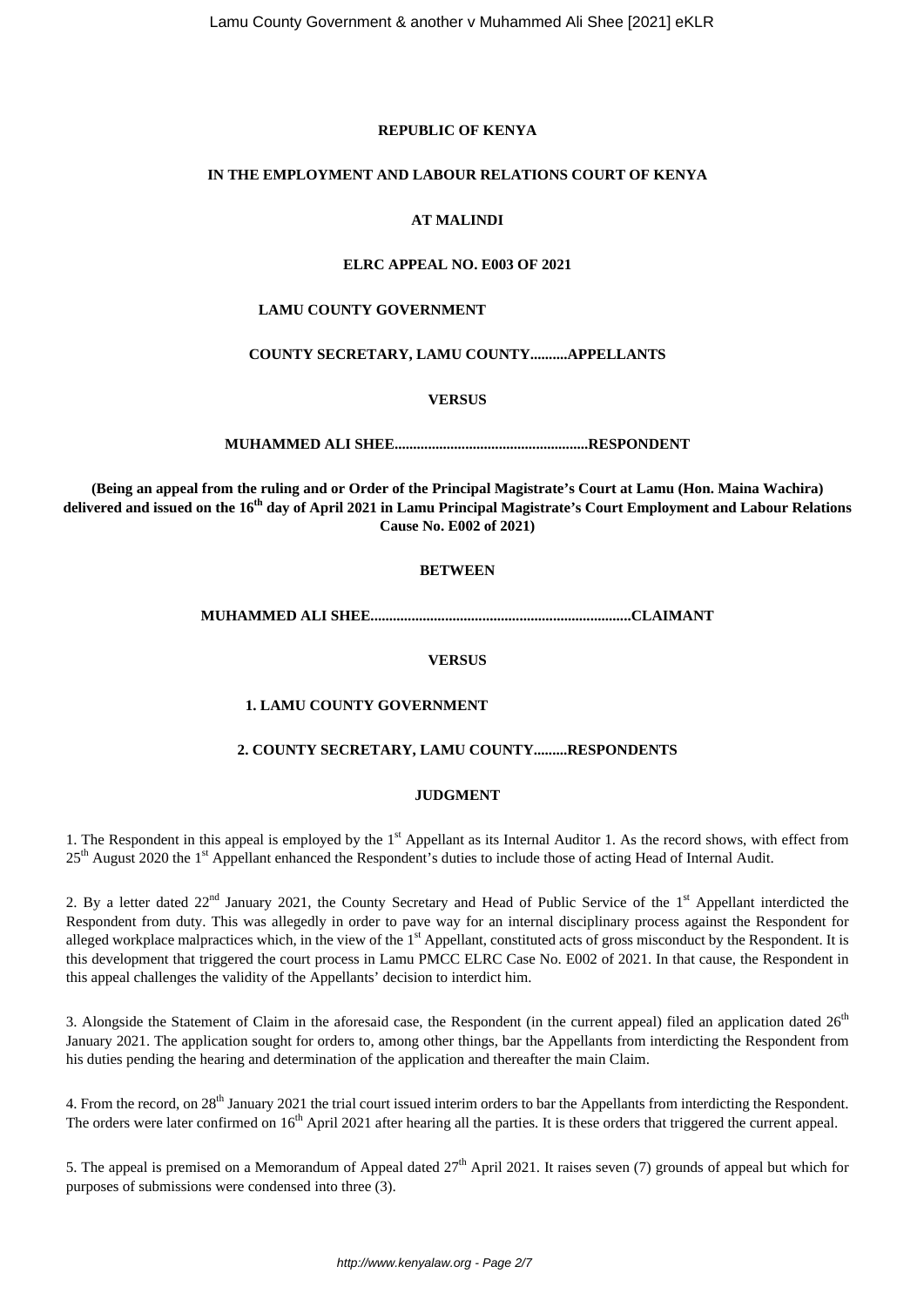**REPUBLIC OF KENYA**

**IN THE EMPLOYMENT AND LABOUR RELATIONS COURT OF KENYA**

**AT MALINDI**

**ELRC APPEAL NO. E003 OF 2021**

**LAMU COUNTY GOVERNMENT**

**COUNTY SECRETARY, LAMU COUNTY..........APPELLANTS**

**VERSUS**

**MUHAMMED ALI SHEE....................................................RESPONDENT**

**(Being an appeal from the ruling and or Order of the Principal Magistrate's Court at Lamu (Hon. Maina Wachira) delivered and issued on the 16th day of April 2021 in Lamu Principal Magistrate's Court Employment and Labour Relations Cause No. E002 of 2021)**

**BETWEEN**

**MUHAMMED ALI SHEE......................................................................CLAIMANT**

**VERSUS**

**1. LAMU COUNTY GOVERNMENT**

**2. COUNTY SECRETARY, LAMU COUNTY.........RESPONDENTS**

**JUDGMENT**

1. The Respondent in this appeal is employed by the 1st Appellant as its Internal Auditor 1. As the record shows, with effect from 25th August 2020 the 1st Appellant enhanced the Respondent's duties to include those of acting Head of Internal Audit.

2. By a letter dated 22nd January 2021, the County Secretary and Head of Public Service of the 1st Appellant interdicted the Respondent from duty. This was allegedly in order to pave way for an internal disciplinary process against the Respondent for alleged workplace malpractices which, in the view of the 1st Appellant, constituted acts of gross misconduct by the Respondent. It is this development that triggered the court process in Lamu PMCC ELRC Case No. E002 of 2021. In that cause, the Respondent in this appeal challenges the validity of the Appellants' decision to interdict him.

3. Alongside the Statement of Claim in the aforesaid case, the Respondent (in the current appeal) filed an application dated 26th January 2021. The application sought for orders to, among other things, bar the Appellants from interdicting the Respondent from his duties pending the hearing and determination of the application and thereafter the main Claim.

4. From the record, on 28th January 2021 the trial court issued interim orders to bar the Appellants from interdicting the Respondent. The orders were later confirmed on 16th April 2021 after hearing all the parties. It is these orders that triggered the current appeal.

5. The appeal is premised on a Memorandum of Appeal dated 27th April 2021. It raises seven (7) grounds of appeal but which for purposes of submissions were condensed into three (3).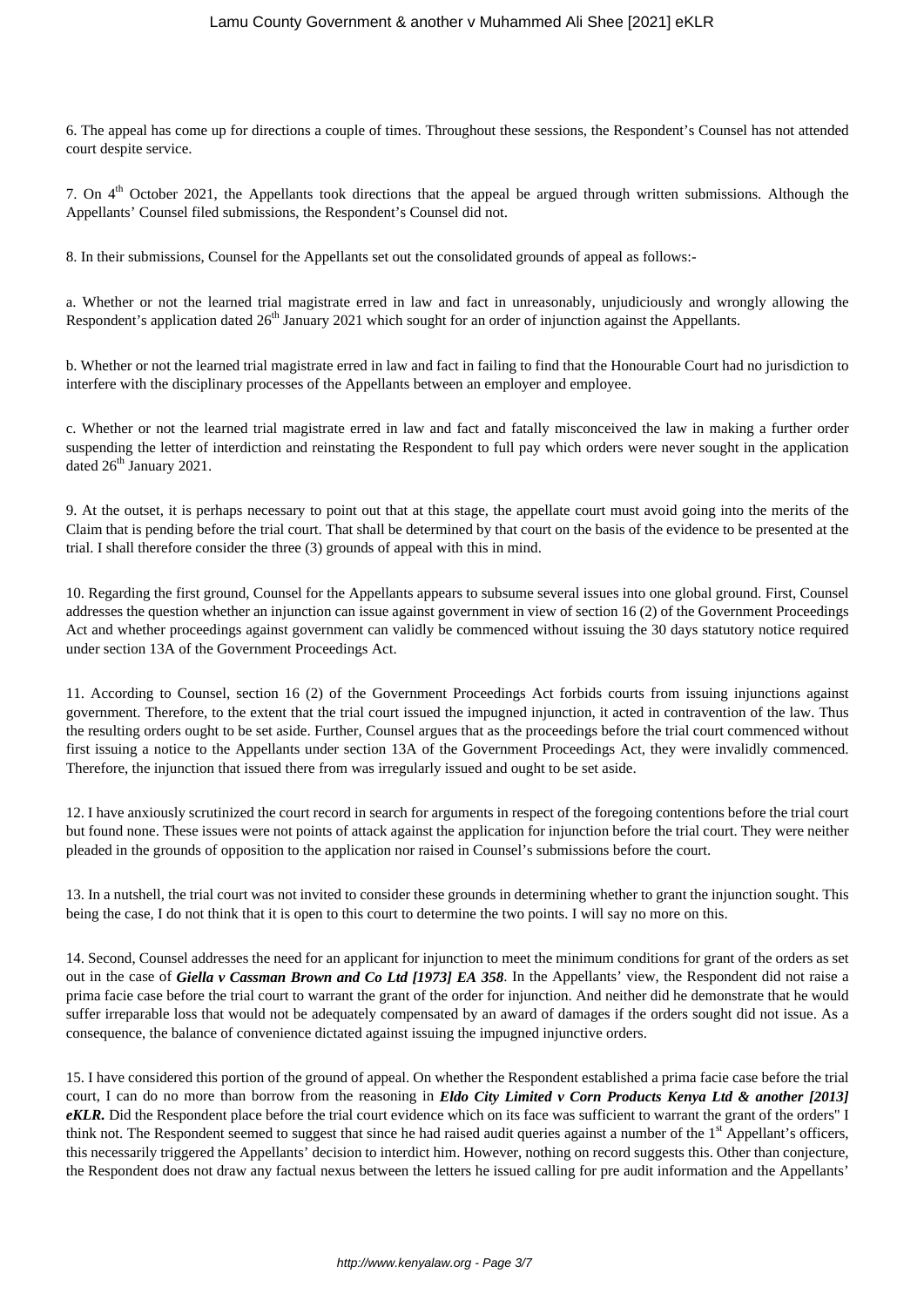6. The appeal has come up for directions a couple of times. Throughout these sessions, the Respondent's Counsel has not attended court despite service.

7. On 4th October 2021, the Appellants took directions that the appeal be argued through written submissions. Although the Appellants' Counsel filed submissions, the Respondent's Counsel did not.

8. In their submissions, Counsel for the Appellants set out the consolidated grounds of appeal as follows:-

a. Whether or not the learned trial magistrate erred in law and fact in unreasonably, unjudiciously and wrongly allowing the Respondent's application dated 26th January 2021 which sought for an order of injunction against the Appellants.

b. Whether or not the learned trial magistrate erred in law and fact in failing to find that the Honourable Court had no jurisdiction to interfere with the disciplinary processes of the Appellants between an employer and employee.

c. Whether or not the learned trial magistrate erred in law and fact and fatally misconceived the law in making a further order suspending the letter of interdiction and reinstating the Respondent to full pay which orders were never sought in the application dated 26th January 2021.

9. At the outset, it is perhaps necessary to point out that at this stage, the appellate court must avoid going into the merits of the Claim that is pending before the trial court. That shall be determined by that court on the basis of the evidence to be presented at the trial. I shall therefore consider the three (3) grounds of appeal with this in mind.

10. Regarding the first ground, Counsel for the Appellants appears to subsume several issues into one global ground. First, Counsel addresses the question whether an injunction can issue against government in view of section 16 (2) of the Government Proceedings Act and whether proceedings against government can validly be commenced without issuing the 30 days statutory notice required under section 13A of the Government Proceedings Act.

11. According to Counsel, section 16 (2) of the Government Proceedings Act forbids courts from issuing injunctions against government. Therefore, to the extent that the trial court issued the impugned injunction, it acted in contravention of the law. Thus the resulting orders ought to be set aside. Further, Counsel argues that as the proceedings before the trial court commenced without first issuing a notice to the Appellants under section 13A of the Government Proceedings Act, they were invalidly commenced. Therefore, the injunction that issued there from was irregularly issued and ought to be set aside.

12. I have anxiously scrutinized the court record in search for arguments in respect of the foregoing contentions before the trial court but found none. These issues were not points of attack against the application for injunction before the trial court. They were neither pleaded in the grounds of opposition to the application nor raised in Counsel's submissions before the court.

13. In a nutshell, the trial court was not invited to consider these grounds in determining whether to grant the injunction sought. This being the case, I do not think that it is open to this court to determine the two points. I will say no more on this.

14. Second, Counsel addresses the need for an applicant for injunction to meet the minimum conditions for grant of the orders as set out in the case of ***Giella v Cassman Brown and Co Ltd [1973] EA 358***. In the Appellants' view, the Respondent did not raise a prima facie case before the trial court to warrant the grant of the order for injunction. And neither did he demonstrate that he would suffer irreparable loss that would not be adequately compensated by an award of damages if the orders sought did not issue. As a consequence, the balance of convenience dictated against issuing the impugned injunctive orders.

15. I have considered this portion of the ground of appeal. On whether the Respondent established a prima facie case before the trial court, I can do no more than borrow from the reasoning in ***Eldo City Limited v Corn Products Kenya Ltd & another [2013] eKLR.*** Did the Respondent place before the trial court evidence which on its face was sufficient to warrant the grant of the orders" I think not. The Respondent seemed to suggest that since he had raised audit queries against a number of the 1st Appellant's officers, this necessarily triggered the Appellants' decision to interdict him. However, nothing on record suggests this. Other than conjecture, the Respondent does not draw any factual nexus between the letters he issued calling for pre audit information and the Appellants'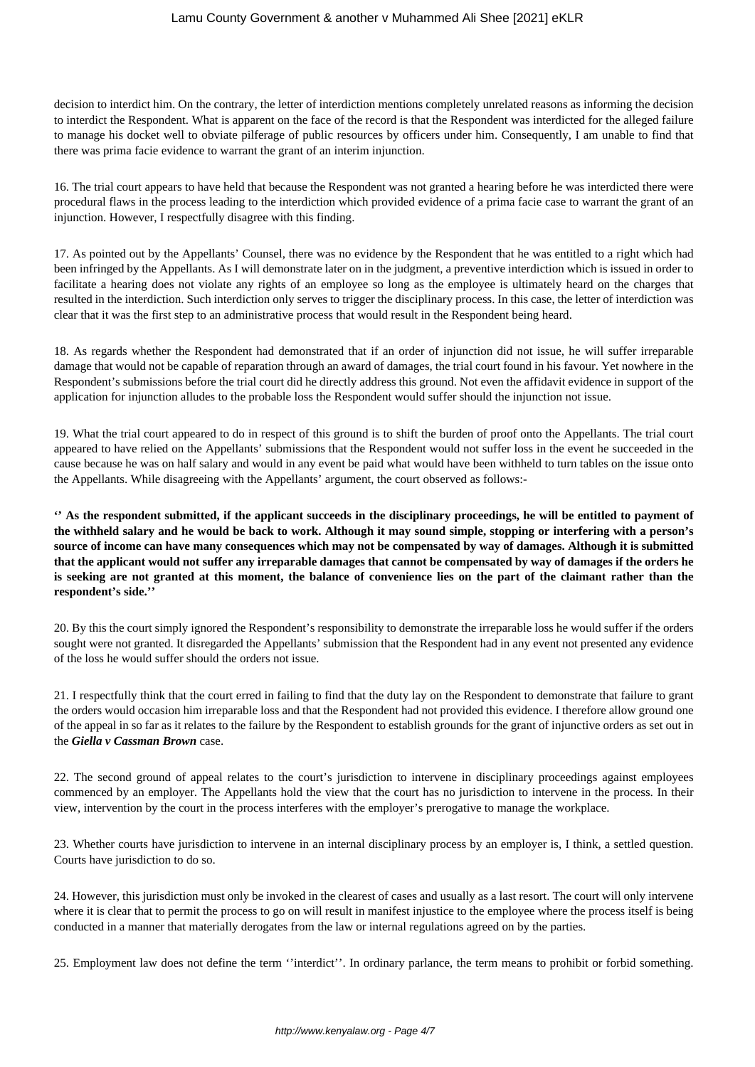decision to interdict him. On the contrary, the letter of interdiction mentions completely unrelated reasons as informing the decision to interdict the Respondent. What is apparent on the face of the record is that the Respondent was interdicted for the alleged failure to manage his docket well to obviate pilferage of public resources by officers under him. Consequently, I am unable to find that there was prima facie evidence to warrant the grant of an interim injunction.

16. The trial court appears to have held that because the Respondent was not granted a hearing before he was interdicted there were procedural flaws in the process leading to the interdiction which provided evidence of a prima facie case to warrant the grant of an injunction. However, I respectfully disagree with this finding.

17. As pointed out by the Appellants' Counsel, there was no evidence by the Respondent that he was entitled to a right which had been infringed by the Appellants. As I will demonstrate later on in the judgment, a preventive interdiction which is issued in order to facilitate a hearing does not violate any rights of an employee so long as the employee is ultimately heard on the charges that resulted in the interdiction. Such interdiction only serves to trigger the disciplinary process. In this case, the letter of interdiction was clear that it was the first step to an administrative process that would result in the Respondent being heard.

18. As regards whether the Respondent had demonstrated that if an order of injunction did not issue, he will suffer irreparable damage that would not be capable of reparation through an award of damages, the trial court found in his favour. Yet nowhere in the Respondent's submissions before the trial court did he directly address this ground. Not even the affidavit evidence in support of the application for injunction alludes to the probable loss the Respondent would suffer should the injunction not issue.

19. What the trial court appeared to do in respect of this ground is to shift the burden of proof onto the Appellants. The trial court appeared to have relied on the Appellants' submissions that the Respondent would not suffer loss in the event he succeeded in the cause because he was on half salary and would in any event be paid what would have been withheld to turn tables on the issue onto the Appellants. While disagreeing with the Appellants' argument, the court observed as follows:-

**'' As the respondent submitted, if the applicant succeeds in the disciplinary proceedings, he will be entitled to payment of the withheld salary and he would be back to work. Although it may sound simple, stopping or interfering with a person's source of income can have many consequences which may not be compensated by way of damages. Although it is submitted that the applicant would not suffer any irreparable damages that cannot be compensated by way of damages if the orders he is seeking are not granted at this moment, the balance of convenience lies on the part of the claimant rather than the respondent's side.''**

20. By this the court simply ignored the Respondent's responsibility to demonstrate the irreparable loss he would suffer if the orders sought were not granted. It disregarded the Appellants' submission that the Respondent had in any event not presented any evidence of the loss he would suffer should the orders not issue.

21. I respectfully think that the court erred in failing to find that the duty lay on the Respondent to demonstrate that failure to grant the orders would occasion him irreparable loss and that the Respondent had not provided this evidence. I therefore allow ground one of the appeal in so far as it relates to the failure by the Respondent to establish grounds for the grant of injunctive orders as set out in the ***Giella v Cassman Brown*** case.

22. The second ground of appeal relates to the court's jurisdiction to intervene in disciplinary proceedings against employees commenced by an employer. The Appellants hold the view that the court has no jurisdiction to intervene in the process. In their view, intervention by the court in the process interferes with the employer's prerogative to manage the workplace.

23. Whether courts have jurisdiction to intervene in an internal disciplinary process by an employer is, I think, a settled question. Courts have jurisdiction to do so.

24. However, this jurisdiction must only be invoked in the clearest of cases and usually as a last resort. The court will only intervene where it is clear that to permit the process to go on will result in manifest injustice to the employee where the process itself is being conducted in a manner that materially derogates from the law or internal regulations agreed on by the parties.

25. Employment law does not define the term ''interdict''. In ordinary parlance, the term means to prohibit or forbid something.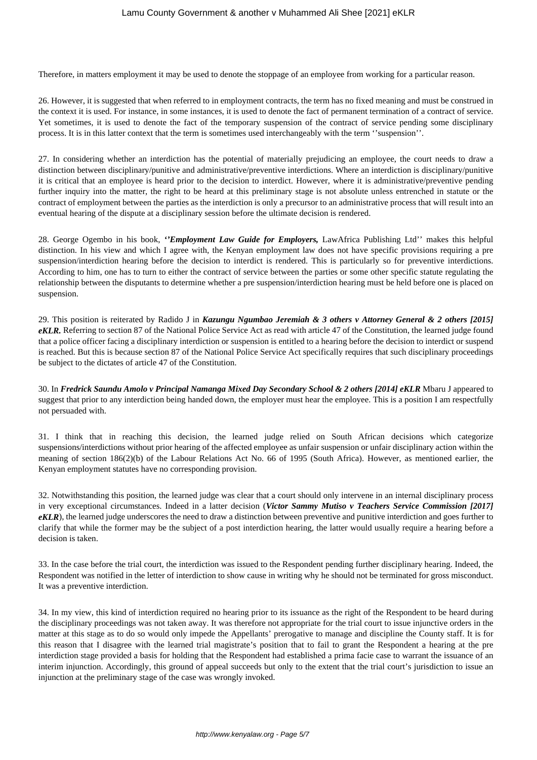Therefore, in matters employment it may be used to denote the stoppage of an employee from working for a particular reason.

26. However, it is suggested that when referred to in employment contracts, the term has no fixed meaning and must be construed in the context it is used. For instance, in some instances, it is used to denote the fact of permanent termination of a contract of service. Yet sometimes, it is used to denote the fact of the temporary suspension of the contract of service pending some disciplinary process. It is in this latter context that the term is sometimes used interchangeably with the term ''suspension''.

27. In considering whether an interdiction has the potential of materially prejudicing an employee, the court needs to draw a distinction between disciplinary/punitive and administrative/preventive interdictions. Where an interdiction is disciplinary/punitive it is critical that an employee is heard prior to the decision to interdict. However, where it is administrative/preventive pending further inquiry into the matter, the right to be heard at this preliminary stage is not absolute unless entrenched in statute or the contract of employment between the parties as the interdiction is only a precursor to an administrative process that will result into an eventual hearing of the dispute at a disciplinary session before the ultimate decision is rendered.

28. George Ogembo in his book, ***''Employment Law Guide for Employers,*** LawAfrica Publishing Ltd'' makes this helpful distinction. In his view and which I agree with, the Kenyan employment law does not have specific provisions requiring a pre suspension/interdiction hearing before the decision to interdict is rendered. This is particularly so for preventive interdictions. According to him, one has to turn to either the contract of service between the parties or some other specific statute regulating the relationship between the disputants to determine whether a pre suspension/interdiction hearing must be held before one is placed on suspension.

29. This position is reiterated by Radido J in ***Kazungu Ngumbao Jeremiah & 3 others v Attorney General & 2 others [2015] eKLR.*** Referring to section 87 of the National Police Service Act as read with article 47 of the Constitution, the learned judge found that a police officer facing a disciplinary interdiction or suspension is entitled to a hearing before the decision to interdict or suspend is reached. But this is because section 87 of the National Police Service Act specifically requires that such disciplinary proceedings be subject to the dictates of article 47 of the Constitution.

30. In ***Fredrick Saundu Amolo v Principal Namanga Mixed Day Secondary School & 2 others [2014] eKLR*** Mbaru J appeared to suggest that prior to any interdiction being handed down, the employer must hear the employee. This is a position I am respectfully not persuaded with.

31. I think that in reaching this decision, the learned judge relied on South African decisions which categorize suspensions/interdictions without prior hearing of the affected employee as unfair suspension or unfair disciplinary action within the meaning of section 186(2)(b) of the Labour Relations Act No. 66 of 1995 (South Africa). However, as mentioned earlier, the Kenyan employment statutes have no corresponding provision.

32. Notwithstanding this position, the learned judge was clear that a court should only intervene in an internal disciplinary process in very exceptional circumstances. Indeed in a latter decision (***Victor Sammy Mutiso v Teachers Service Commission [2017] eKLR***), the learned judge underscores the need to draw a distinction between preventive and punitive interdiction and goes further to clarify that while the former may be the subject of a post interdiction hearing, the latter would usually require a hearing before a decision is taken.

33. In the case before the trial court, the interdiction was issued to the Respondent pending further disciplinary hearing. Indeed, the Respondent was notified in the letter of interdiction to show cause in writing why he should not be terminated for gross misconduct. It was a preventive interdiction.

34. In my view, this kind of interdiction required no hearing prior to its issuance as the right of the Respondent to be heard during the disciplinary proceedings was not taken away. It was therefore not appropriate for the trial court to issue injunctive orders in the matter at this stage as to do so would only impede the Appellants' prerogative to manage and discipline the County staff. It is for this reason that I disagree with the learned trial magistrate's position that to fail to grant the Respondent a hearing at the pre interdiction stage provided a basis for holding that the Respondent had established a prima facie case to warrant the issuance of an interim injunction. Accordingly, this ground of appeal succeeds but only to the extent that the trial court's jurisdiction to issue an injunction at the preliminary stage of the case was wrongly invoked.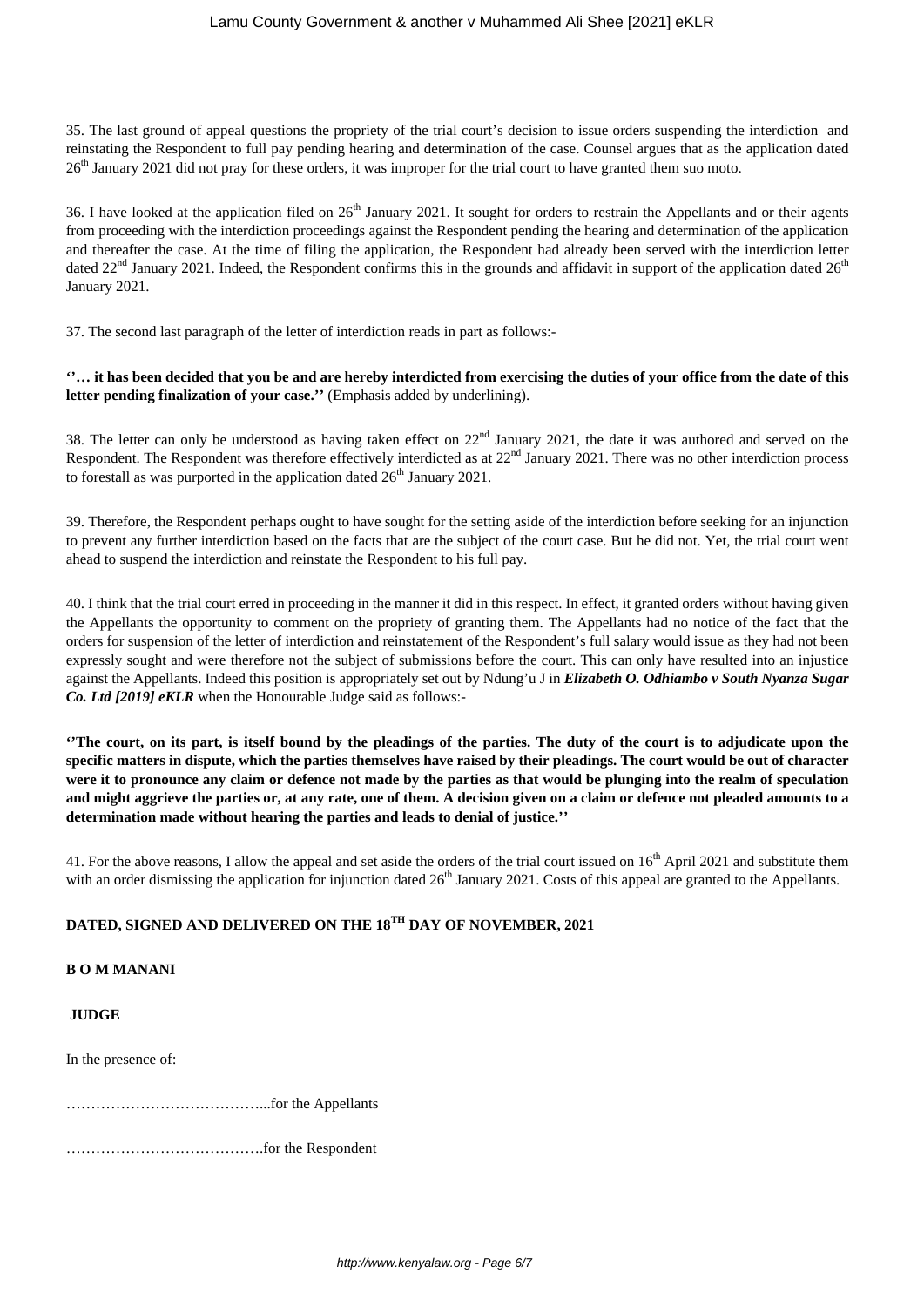35. The last ground of appeal questions the propriety of the trial court's decision to issue orders suspending the interdiction and reinstating the Respondent to full pay pending hearing and determination of the case. Counsel argues that as the application dated 26th January 2021 did not pray for these orders, it was improper for the trial court to have granted them suo moto.

36. I have looked at the application filed on 26th January 2021. It sought for orders to restrain the Appellants and or their agents from proceeding with the interdiction proceedings against the Respondent pending the hearing and determination of the application and thereafter the case. At the time of filing the application, the Respondent had already been served with the interdiction letter dated 22nd January 2021. Indeed, the Respondent confirms this in the grounds and affidavit in support of the application dated 26th January 2021.

37. The second last paragraph of the letter of interdiction reads in part as follows:-

**''… it has been decided that you be and <u>are hereby interdicted</u> from exercising the duties of your office from the date of this letter pending finalization of your case.''** (Emphasis added by underlining).

38. The letter can only be understood as having taken effect on 22nd January 2021, the date it was authored and served on the Respondent. The Respondent was therefore effectively interdicted as at 22nd January 2021. There was no other interdiction process to forestall as was purported in the application dated 26th January 2021.

39. Therefore, the Respondent perhaps ought to have sought for the setting aside of the interdiction before seeking for an injunction to prevent any further interdiction based on the facts that are the subject of the court case. But he did not. Yet, the trial court went ahead to suspend the interdiction and reinstate the Respondent to his full pay.

40. I think that the trial court erred in proceeding in the manner it did in this respect. In effect, it granted orders without having given the Appellants the opportunity to comment on the propriety of granting them. The Appellants had no notice of the fact that the orders for suspension of the letter of interdiction and reinstatement of the Respondent's full salary would issue as they had not been expressly sought and were therefore not the subject of submissions before the court. This can only have resulted into an injustice against the Appellants. Indeed this position is appropriately set out by Ndung'u J in ***Elizabeth O. Odhiambo v South Nyanza Sugar Co. Ltd [2019] eKLR*** when the Honourable Judge said as follows:-

**''The court, on its part, is itself bound by the pleadings of the parties. The duty of the court is to adjudicate upon the specific matters in dispute, which the parties themselves have raised by their pleadings. The court would be out of character were it to pronounce any claim or defence not made by the parties as that would be plunging into the realm of speculation and might aggrieve the parties or, at any rate, one of them. A decision given on a claim or defence not pleaded amounts to a determination made without hearing the parties and leads to denial of justice.''**

41. For the above reasons, I allow the appeal and set aside the orders of the trial court issued on 16th April 2021 and substitute them with an order dismissing the application for injunction dated 26th January 2021. Costs of this appeal are granted to the Appellants.

**DATED, SIGNED AND DELIVERED ON THE 18TH DAY OF NOVEMBER, 2021**

**B O M MANANI**

**JUDGE**

In the presence of:

…………………………………...for the Appellants

………………………………….for the Respondent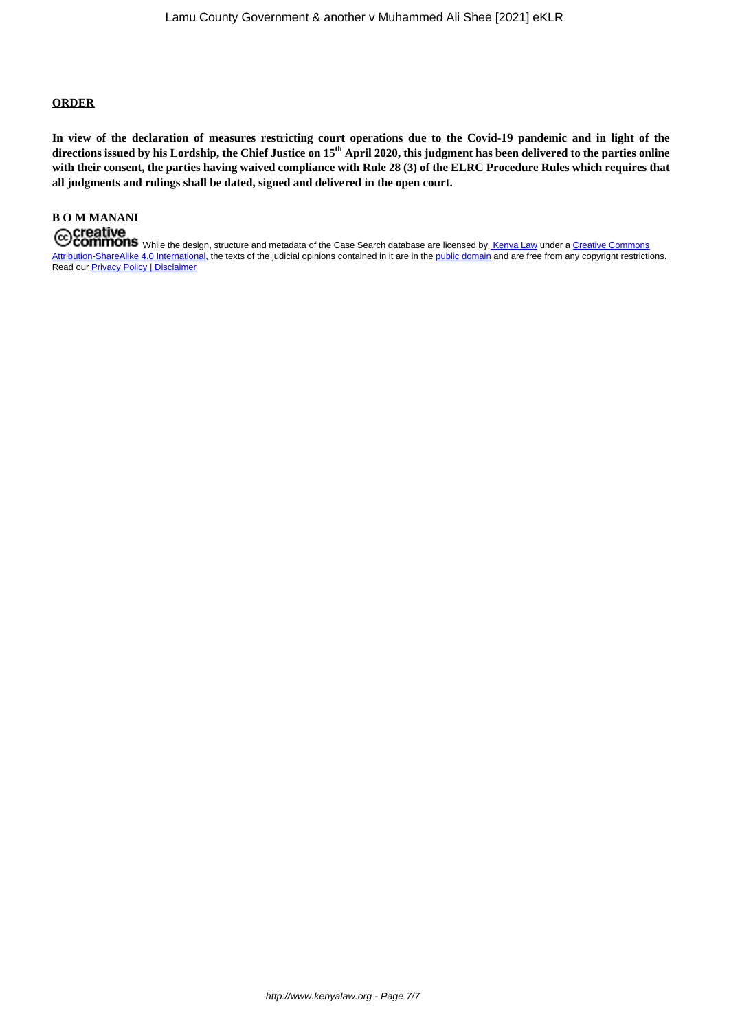**ORDER**

**In view of the declaration of measures restricting court operations due to the Covid-19 pandemic and in light of the directions issued by his Lordship, the Chief Justice on 15th April 2020, this judgment has been delivered to the parties online with their consent, the parties having waived compliance with Rule 28 (3) of the ELRC Procedure Rules which requires that all judgments and rulings shall be dated, signed and delivered in the open court.**

**B O M MANANI**

While the design, structure and metadata of the Case Search database are licensed by Kenya Law under a Creative Commons Attribution-ShareAlike 4.0 International, the texts of the judicial opinions contained in it are in the public domain and are free from any copyright restrictions. Read our Privacy Policy | Disclaimer